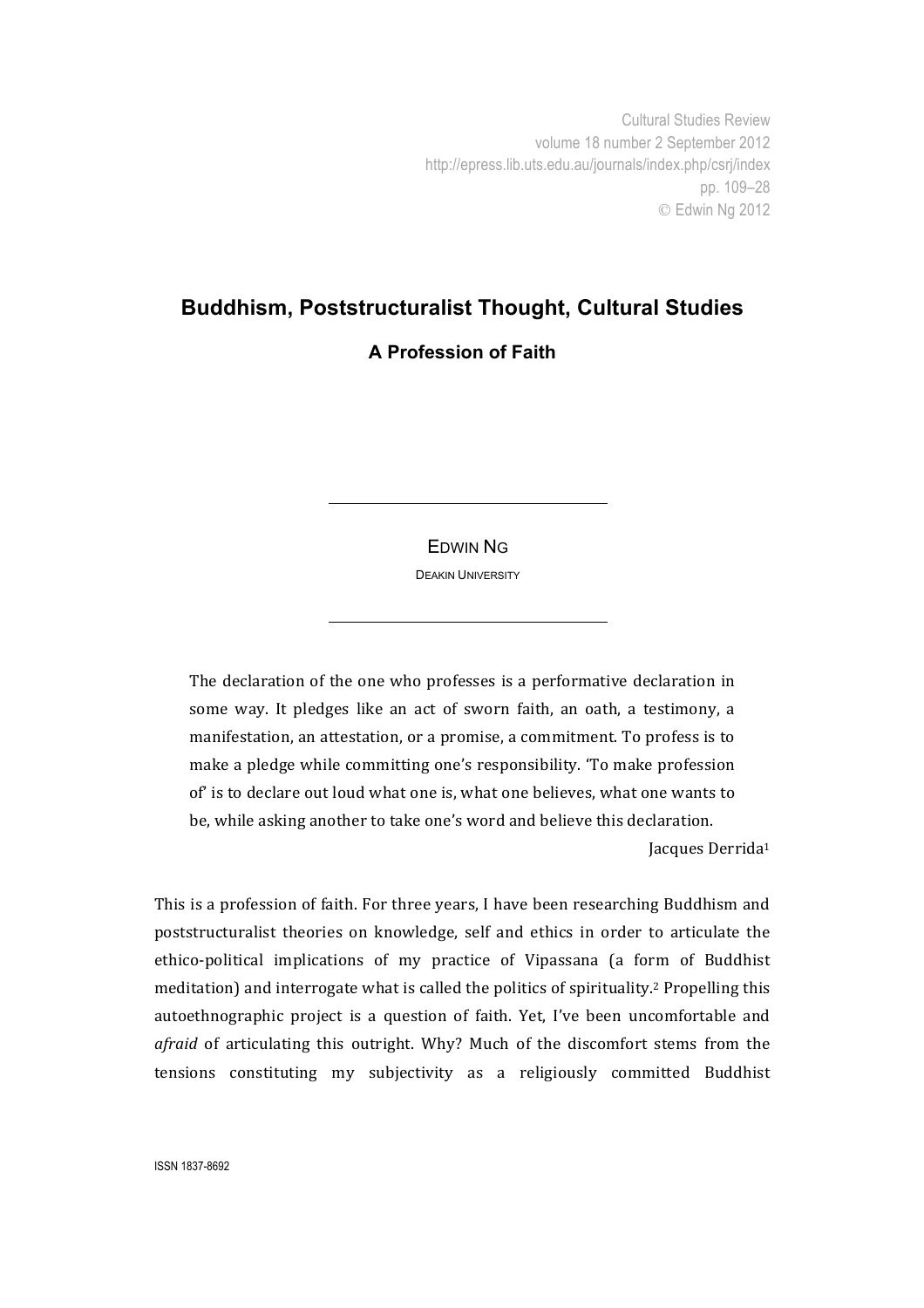# Buddhism, Poststructuralist Thought, Cultural Studies

## A Profession of Faith

EDWIN NG

DEAKIN UNIVERSITY

> The declaration of the one who professes is a performative declaration in some way. It pledges like an act of sworn faith, an oath, a testimony, a manifestation, an attestation, or a promise, a commitment. To profess is to make a pledge while committing one's responsibility. 'To make profession of' is to declare out loud what one is, what one believes, what one wants to be, while asking another to take one's word and believe this declaration.
>
> Jacques Derrida[1]

This is a profession of faith. For three years, I have been researching Buddhism and poststructuralist theories on knowledge, self and ethics in order to articulate the ethico-political implications of my practice of Vipassana (a form of Buddhist meditation) and interrogate what is called the politics of spirituality.[2] Propelling this autoethnographic project is a question of faith. Yet, I've been uncomfortable and *afraid* of articulating this outright. Why? Much of the discomfort stems from the tensions constituting my subjectivity as a religiously committed Buddhist

ISSN 1837-8692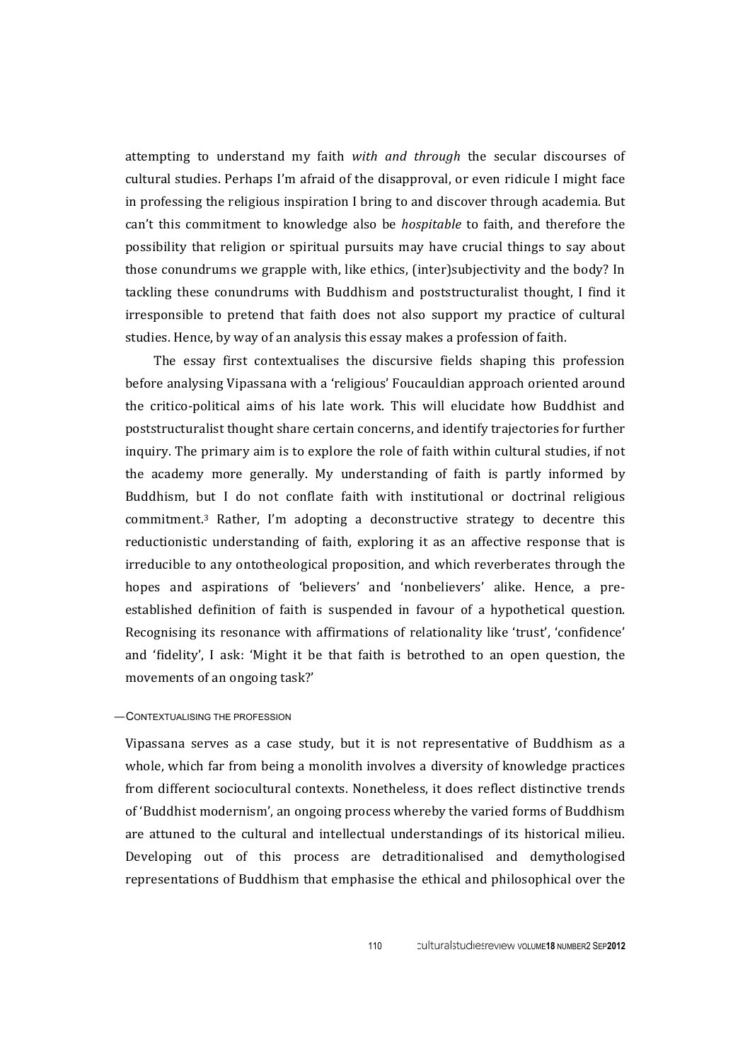attempting to understand my faith *with and through* the secular discourses of cultural studies. Perhaps I'm afraid of the disapproval, or even ridicule I might face in professing the religious inspiration I bring to and discover through academia. But can't this commitment to knowledge also be *hospitable* to faith, and therefore the possibility that religion or spiritual pursuits may have crucial things to say about those conundrums we grapple with, like ethics, (inter)subjectivity and the body? In tackling these conundrums with Buddhism and poststructuralist thought, I find it irresponsible to pretend that faith does not also support my practice of cultural studies. Hence, by way of an analysis this essay makes a profession of faith.

The essay first contextualises the discursive fields shaping this profession before analysing Vipassana with a 'religious' Foucauldian approach oriented around the critico-political aims of his late work. This will elucidate how Buddhist and poststructuralist thought share certain concerns, and identify trajectories for further inquiry. The primary aim is to explore the role of faith within cultural studies, if not the academy more generally. My understanding of faith is partly informed by Buddhism, but I do not conflate faith with institutional or doctrinal religious commitment.[3] Rather, I'm adopting a deconstructive strategy to decentre this reductionistic understanding of faith, exploring it as an affective response that is irreducible to any ontotheological proposition, and which reverberates through the hopes and aspirations of 'believers' and 'nonbelievers' alike. Hence, a pre-established definition of faith is suspended in favour of a hypothetical question. Recognising its resonance with affirmations of relationality like 'trust', 'confidence' and 'fidelity', I ask: 'Might it be that faith is betrothed to an open question, the movements of an ongoing task?'

## —CONTEXTUALISING THE PROFESSION

Vipassana serves as a case study, but it is not representative of Buddhism as a whole, which far from being a monolith involves a diversity of knowledge practices from different sociocultural contexts. Nonetheless, it does reflect distinctive trends of 'Buddhist modernism', an ongoing process whereby the varied forms of Buddhism are attuned to the cultural and intellectual understandings of its historical milieu. Developing out of this process are detraditionalised and demythologised representations of Buddhism that emphasise the ethical and philosophical over the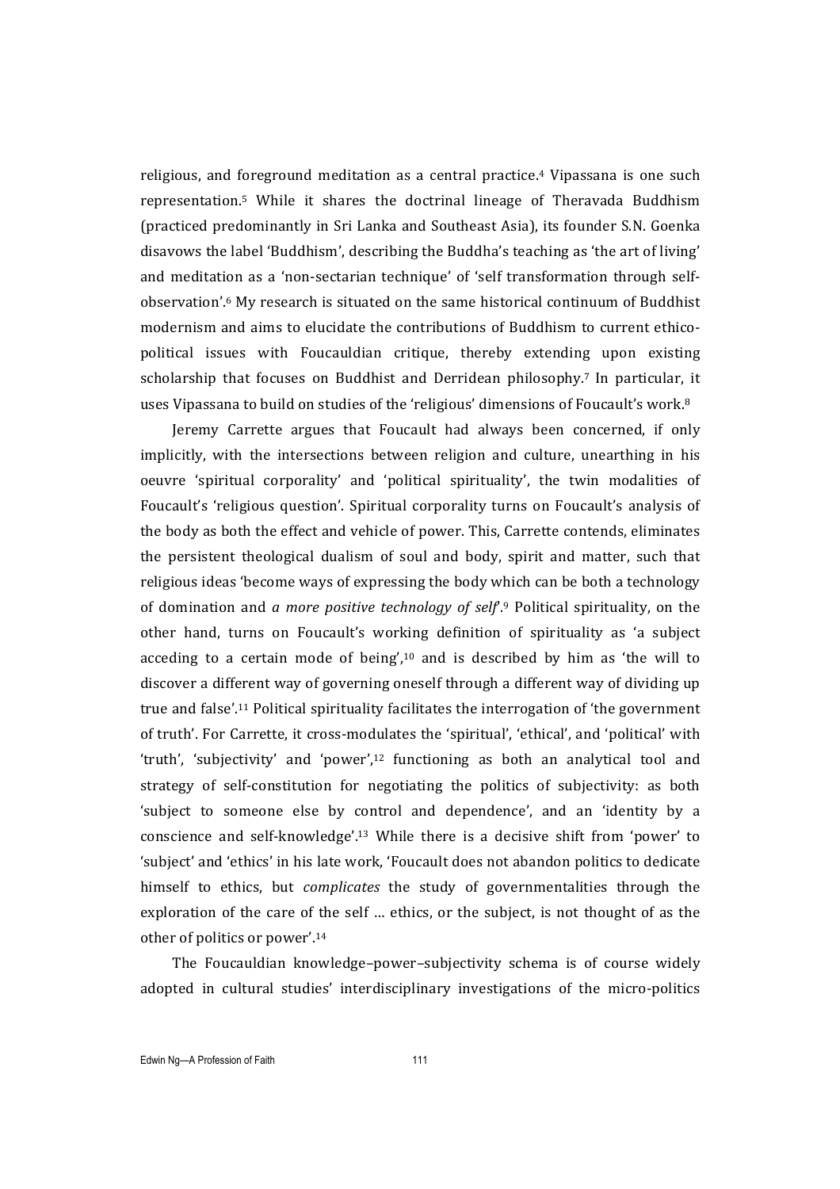religious, and foreground meditation as a central practice.[4] Vipassana is one such representation.[5] While it shares the doctrinal lineage of Theravada Buddhism (practiced predominantly in Sri Lanka and Southeast Asia), its founder S.N. Goenka disavows the label 'Buddhism', describing the Buddha's teaching as 'the art of living' and meditation as a 'non-sectarian technique' of 'self transformation through self-observation'.[6] My research is situated on the same historical continuum of Buddhist modernism and aims to elucidate the contributions of Buddhism to current ethico-political issues with Foucauldian critique, thereby extending upon existing scholarship that focuses on Buddhist and Derridean philosophy.[7] In particular, it uses Vipassana to build on studies of the 'religious' dimensions of Foucault's work.[8]

Jeremy Carrette argues that Foucault had always been concerned, if only implicitly, with the intersections between religion and culture, unearthing in his oeuvre 'spiritual corporality' and 'political spirituality', the twin modalities of Foucault's 'religious question'. Spiritual corporality turns on Foucault's analysis of the body as both the effect and vehicle of power. This, Carrette contends, eliminates the persistent theological dualism of soul and body, spirit and matter, such that religious ideas 'become ways of expressing the body which can be both a technology of domination and *a more positive technology of self*'.[9] Political spirituality, on the other hand, turns on Foucault's working definition of spirituality as 'a subject acceding to a certain mode of being',[10] and is described by him as 'the will to discover a different way of governing oneself through a different way of dividing up true and false'.[11] Political spirituality facilitates the interrogation of 'the government of truth'. For Carrette, it cross-modulates the 'spiritual', 'ethical', and 'political' with 'truth', 'subjectivity' and 'power',[12] functioning as both an analytical tool and strategy of self-constitution for negotiating the politics of subjectivity: as both 'subject to someone else by control and dependence', and an 'identity by a conscience and self-knowledge'.[13] While there is a decisive shift from 'power' to 'subject' and 'ethics' in his late work, 'Foucault does not abandon politics to dedicate himself to ethics, but *complicates* the study of governmentalities through the exploration of the care of the self … ethics, or the subject, is not thought of as the other of politics or power'.[14]

The Foucauldian knowledge–power–subjectivity schema is of course widely adopted in cultural studies' interdisciplinary investigations of the micro-politics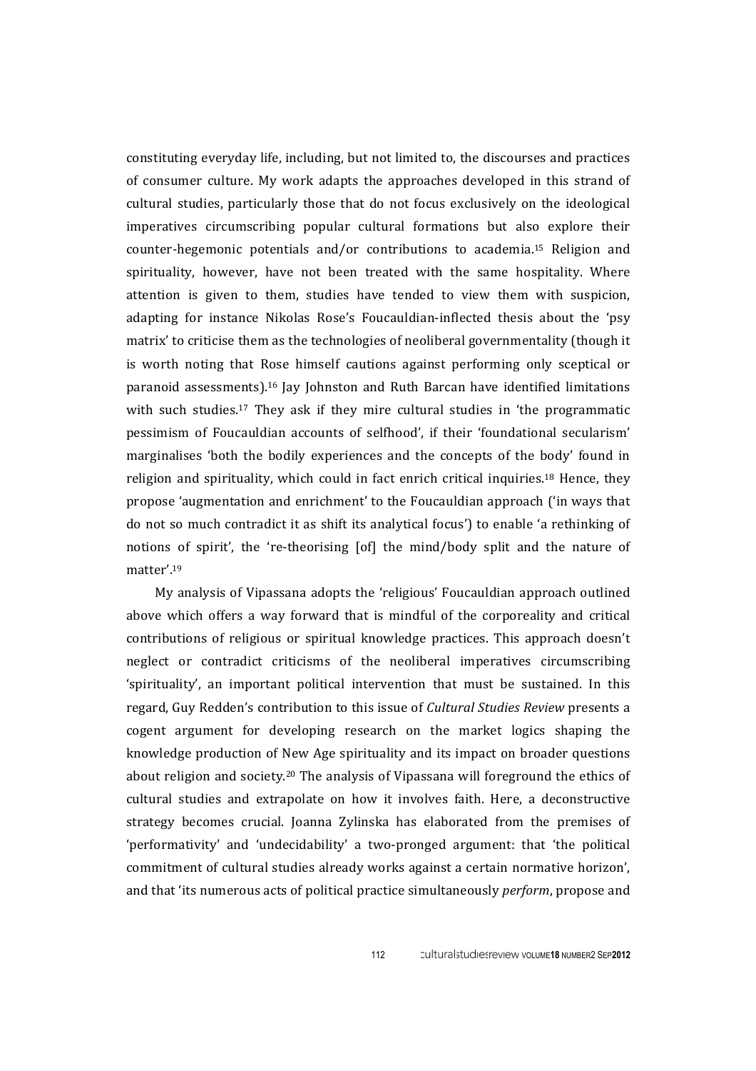constituting everyday life, including, but not limited to, the discourses and practices of consumer culture. My work adapts the approaches developed in this strand of cultural studies, particularly those that do not focus exclusively on the ideological imperatives circumscribing popular cultural formations but also explore their counter-hegemonic potentials and/or contributions to academia.[15] Religion and spirituality, however, have not been treated with the same hospitality. Where attention is given to them, studies have tended to view them with suspicion, adapting for instance Nikolas Rose's Foucauldian-inflected thesis about the 'psy matrix' to criticise them as the technologies of neoliberal governmentality (though it is worth noting that Rose himself cautions against performing only sceptical or paranoid assessments).[16] Jay Johnston and Ruth Barcan have identified limitations with such studies.[17] They ask if they mire cultural studies in 'the programmatic pessimism of Foucauldian accounts of selfhood', if their 'foundational secularism' marginalises 'both the bodily experiences and the concepts of the body' found in religion and spirituality, which could in fact enrich critical inquiries.[18] Hence, they propose 'augmentation and enrichment' to the Foucauldian approach ('in ways that do not so much contradict it as shift its analytical focus') to enable 'a rethinking of notions of spirit', the 're-theorising [of] the mind/body split and the nature of matter'.[19]

My analysis of Vipassana adopts the 'religious' Foucauldian approach outlined above which offers a way forward that is mindful of the corporeality and critical contributions of religious or spiritual knowledge practices. This approach doesn't neglect or contradict criticisms of the neoliberal imperatives circumscribing 'spirituality', an important political intervention that must be sustained. In this regard, Guy Redden's contribution to this issue of *Cultural Studies Review* presents a cogent argument for developing research on the market logics shaping the knowledge production of New Age spirituality and its impact on broader questions about religion and society.[20] The analysis of Vipassana will foreground the ethics of cultural studies and extrapolate on how it involves faith. Here, a deconstructive strategy becomes crucial. Joanna Zylinska has elaborated from the premises of 'performativity' and 'undecidability' a two-pronged argument: that 'the political commitment of cultural studies already works against a certain normative horizon', and that 'its numerous acts of political practice simultaneously *perform*, propose and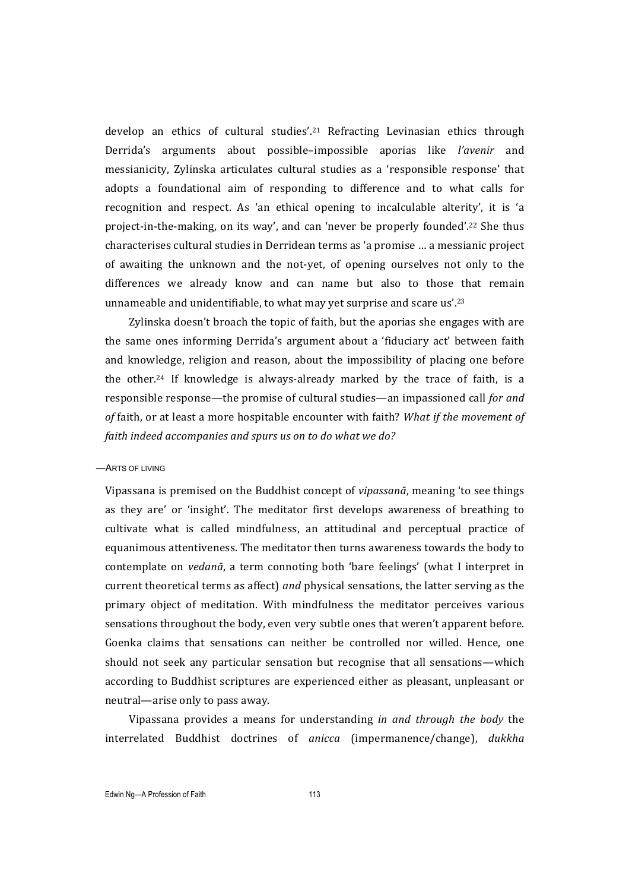develop an ethics of cultural studies'.[21] Refracting Levinasian ethics through Derrida's arguments about possible–impossible aporias like *l'avenir* and messianicity, Zylinska articulates cultural studies as a 'responsible response' that adopts a foundational aim of responding to difference and to what calls for recognition and respect. As 'an ethical opening to incalculable alterity', it is 'a project-in-the-making, on its way', and can 'never be properly founded'.[22] She thus characterises cultural studies in Derridean terms as 'a promise … a messianic project of awaiting the unknown and the not-yet, of opening ourselves not only to the differences we already know and can name but also to those that remain unnameable and unidentifiable, to what may yet surprise and scare us'.[23]

Zylinska doesn't broach the topic of faith, but the aporias she engages with are the same ones informing Derrida's argument about a 'fiduciary act' between faith and knowledge, religion and reason, about the impossibility of placing one before the other.[24] If knowledge is always-already marked by the trace of faith, is a responsible response—the promise of cultural studies—an impassioned call *for and of* faith, or at least a more hospitable encounter with faith? *What if the movement of faith indeed accompanies and spurs us on to do what we do?*

## —Arts of Living

Vipassana is premised on the Buddhist concept of *vipassanā*, meaning 'to see things as they are' or 'insight'. The meditator first develops awareness of breathing to cultivate what is called mindfulness, an attitudinal and perceptual practice of equanimous attentiveness. The meditator then turns awareness towards the body to contemplate on *vedanā*, a term connoting both 'bare feelings' (what I interpret in current theoretical terms as affect) *and* physical sensations, the latter serving as the primary object of meditation. With mindfulness the meditator perceives various sensations throughout the body, even very subtle ones that weren't apparent before. Goenka claims that sensations can neither be controlled nor willed. Hence, one should not seek any particular sensation but recognise that all sensations—which according to Buddhist scriptures are experienced either as pleasant, unpleasant or neutral—arise only to pass away.

Vipassana provides a means for understanding *in and through the body* the interrelated Buddhist doctrines of *anicca* (impermanence/change), *dukkha*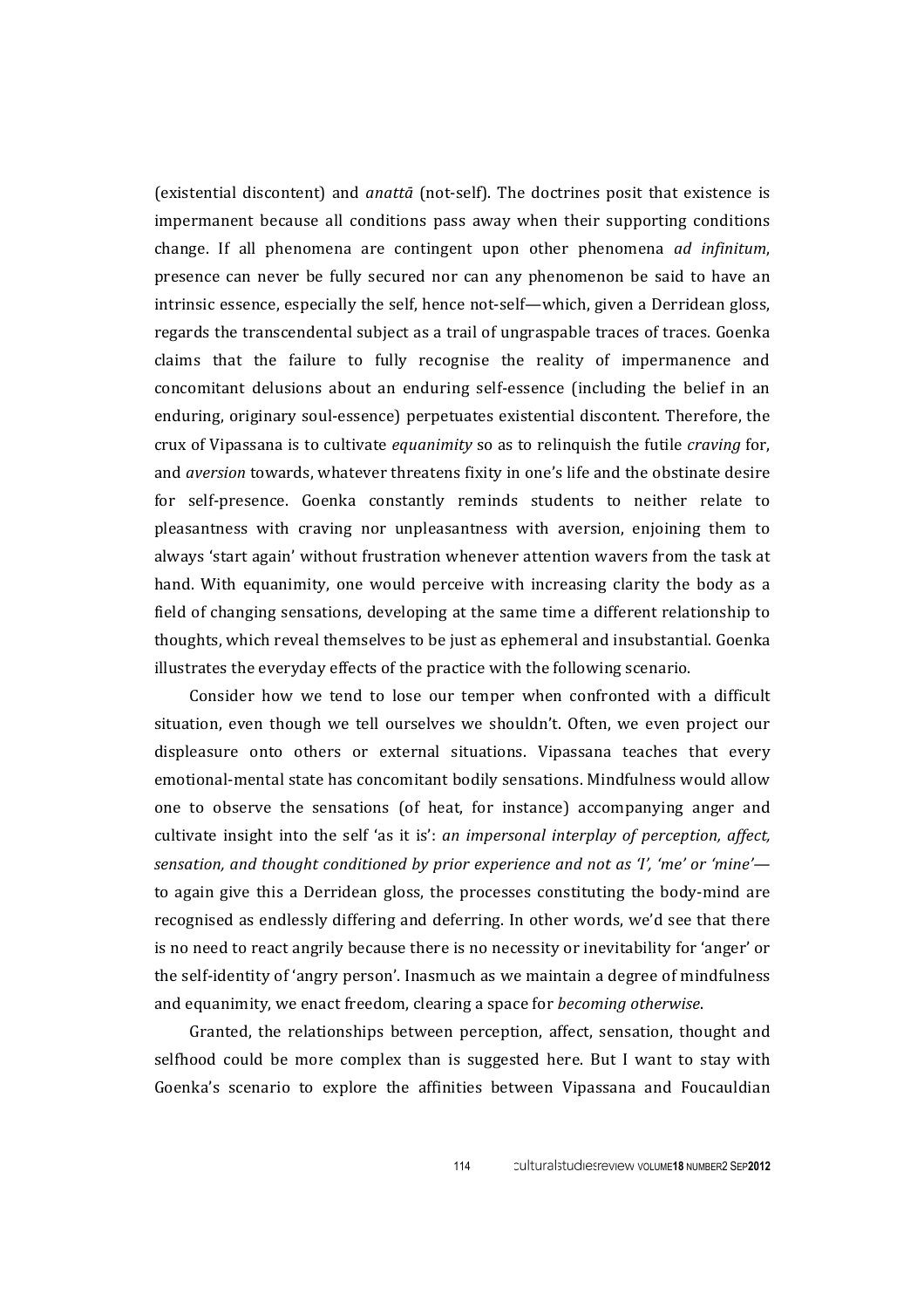(existential discontent) and *anattā* (not-self). The doctrines posit that existence is impermanent because all conditions pass away when their supporting conditions change. If all phenomena are contingent upon other phenomena *ad infinitum*, presence can never be fully secured nor can any phenomenon be said to have an intrinsic essence, especially the self, hence not-self—which, given a Derridean gloss, regards the transcendental subject as a trail of ungraspable traces of traces. Goenka claims that the failure to fully recognise the reality of impermanence and concomitant delusions about an enduring self-essence (including the belief in an enduring, originary soul-essence) perpetuates existential discontent. Therefore, the crux of Vipassana is to cultivate *equanimity* so as to relinquish the futile *craving* for, and *aversion* towards, whatever threatens fixity in one's life and the obstinate desire for self-presence. Goenka constantly reminds students to neither relate to pleasantness with craving nor unpleasantness with aversion, enjoining them to always 'start again' without frustration whenever attention wavers from the task at hand. With equanimity, one would perceive with increasing clarity the body as a field of changing sensations, developing at the same time a different relationship to thoughts, which reveal themselves to be just as ephemeral and insubstantial. Goenka illustrates the everyday effects of the practice with the following scenario.

Consider how we tend to lose our temper when confronted with a difficult situation, even though we tell ourselves we shouldn't. Often, we even project our displeasure onto others or external situations. Vipassana teaches that every emotional-mental state has concomitant bodily sensations. Mindfulness would allow one to observe the sensations (of heat, for instance) accompanying anger and cultivate insight into the self 'as it is': *an impersonal interplay of perception, affect, sensation, and thought conditioned by prior experience and not as 'I', 'me' or 'mine'*—to again give this a Derridean gloss, the processes constituting the body-mind are recognised as endlessly differing and deferring. In other words, we'd see that there is no need to react angrily because there is no necessity or inevitability for 'anger' or the self-identity of 'angry person'. Inasmuch as we maintain a degree of mindfulness and equanimity, we enact freedom, clearing a space for *becoming otherwise*.

Granted, the relationships between perception, affect, sensation, thought and selfhood could be more complex than is suggested here. But I want to stay with Goenka's scenario to explore the affinities between Vipassana and Foucauldian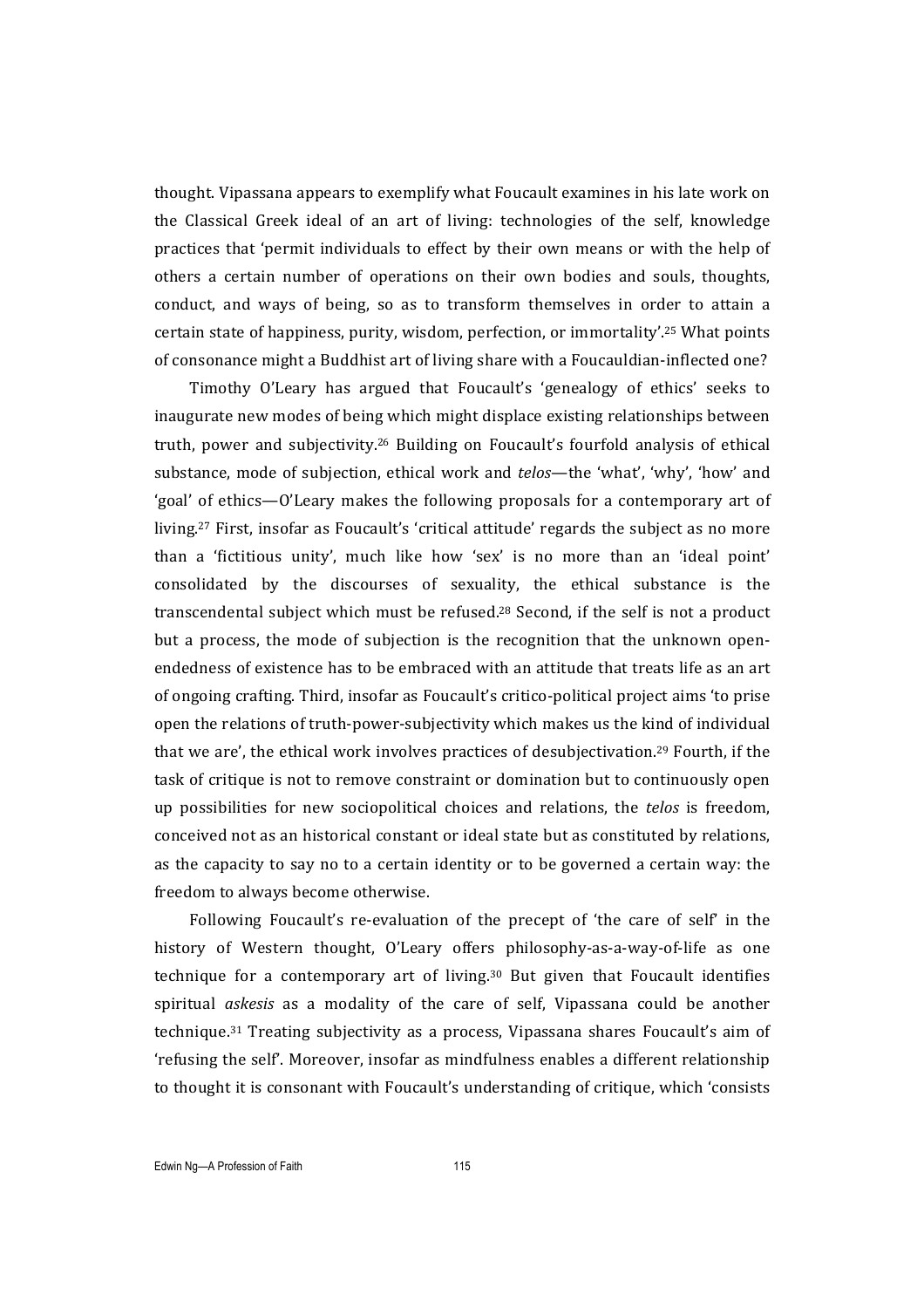thought. Vipassana appears to exemplify what Foucault examines in his late work on the Classical Greek ideal of an art of living: technologies of the self, knowledge practices that 'permit individuals to effect by their own means or with the help of others a certain number of operations on their own bodies and souls, thoughts, conduct, and ways of being, so as to transform themselves in order to attain a certain state of happiness, purity, wisdom, perfection, or immortality'.[25] What points of consonance might a Buddhist art of living share with a Foucauldian-inflected one?

Timothy O'Leary has argued that Foucault's 'genealogy of ethics' seeks to inaugurate new modes of being which might displace existing relationships between truth, power and subjectivity.[26] Building on Foucault's fourfold analysis of ethical substance, mode of subjection, ethical work and *telos*—the 'what', 'why', 'how' and 'goal' of ethics—O'Leary makes the following proposals for a contemporary art of living.[27] First, insofar as Foucault's 'critical attitude' regards the subject as no more than a 'fictitious unity', much like how 'sex' is no more than an 'ideal point' consolidated by the discourses of sexuality, the ethical substance is the transcendental subject which must be refused.[28] Second, if the self is not a product but a process, the mode of subjection is the recognition that the unknown open-endedness of existence has to be embraced with an attitude that treats life as an art of ongoing crafting. Third, insofar as Foucault's critico-political project aims 'to prise open the relations of truth-power-subjectivity which makes us the kind of individual that we are', the ethical work involves practices of desubjectivation.[29] Fourth, if the task of critique is not to remove constraint or domination but to continuously open up possibilities for new sociopolitical choices and relations, the *telos* is freedom, conceived not as an historical constant or ideal state but as constituted by relations, as the capacity to say no to a certain identity or to be governed a certain way: the freedom to always become otherwise.

Following Foucault's re-evaluation of the precept of 'the care of self' in the history of Western thought, O'Leary offers philosophy-as-a-way-of-life as one technique for a contemporary art of living.[30] But given that Foucault identifies spiritual *askesis* as a modality of the care of self, Vipassana could be another technique.[31] Treating subjectivity as a process, Vipassana shares Foucault's aim of 'refusing the self'. Moreover, insofar as mindfulness enables a different relationship to thought it is consonant with Foucault's understanding of critique, which 'consists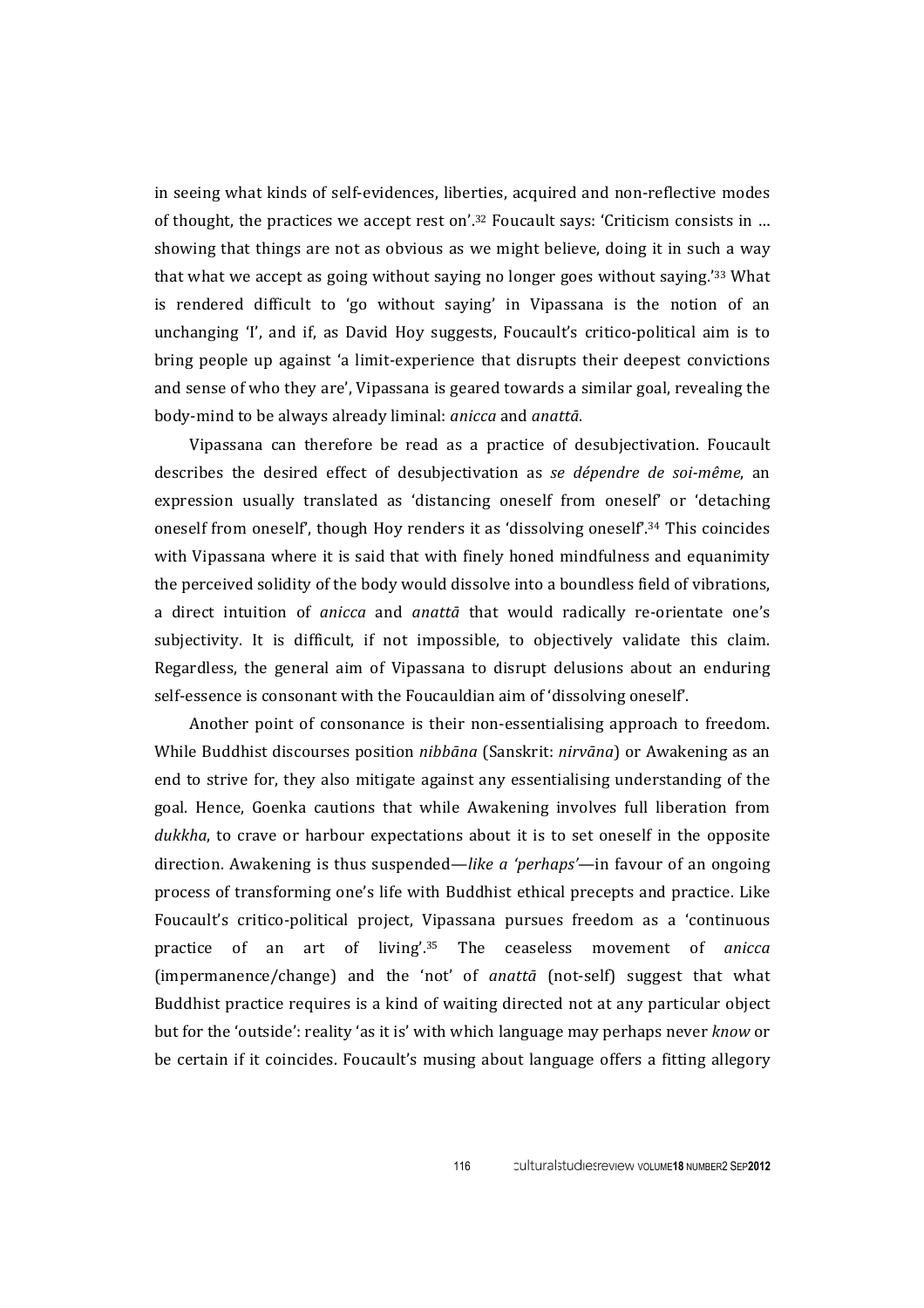in seeing what kinds of self-evidences, liberties, acquired and non-reflective modes of thought, the practices we accept rest on'.[32] Foucault says: 'Criticism consists in … showing that things are not as obvious as we might believe, doing it in such a way that what we accept as going without saying no longer goes without saying.'[33] What is rendered difficult to 'go without saying' in Vipassana is the notion of an unchanging 'I', and if, as David Hoy suggests, Foucault's critico-political aim is to bring people up against 'a limit-experience that disrupts their deepest convictions and sense of who they are', Vipassana is geared towards a similar goal, revealing the body-mind to be always already liminal: *anicca* and *anattā*.

Vipassana can therefore be read as a practice of desubjectivation. Foucault describes the desired effect of desubjectivation as *se dépendre de soi-même*, an expression usually translated as 'distancing oneself from oneself' or 'detaching oneself from oneself', though Hoy renders it as 'dissolving oneself'.[34] This coincides with Vipassana where it is said that with finely honed mindfulness and equanimity the perceived solidity of the body would dissolve into a boundless field of vibrations, a direct intuition of *anicca* and *anattā* that would radically re-orientate one's subjectivity. It is difficult, if not impossible, to objectively validate this claim. Regardless, the general aim of Vipassana to disrupt delusions about an enduring self-essence is consonant with the Foucauldian aim of 'dissolving oneself'.

Another point of consonance is their non-essentialising approach to freedom. While Buddhist discourses position *nibbāna* (Sanskrit: *nirvāna*) or Awakening as an end to strive for, they also mitigate against any essentialising understanding of the goal. Hence, Goenka cautions that while Awakening involves full liberation from *dukkha*, to crave or harbour expectations about it is to set oneself in the opposite direction. Awakening is thus suspended—*like a 'perhaps'*—in favour of an ongoing process of transforming one's life with Buddhist ethical precepts and practice. Like Foucault's critico-political project, Vipassana pursues freedom as a 'continuous practice of an art of living'.[35] The ceaseless movement of *anicca* (impermanence/change) and the 'not' of *anattā* (not-self) suggest that what Buddhist practice requires is a kind of waiting directed not at any particular object but for the 'outside': reality 'as it is' with which language may perhaps never *know* or be certain if it coincides. Foucault's musing about language offers a fitting allegory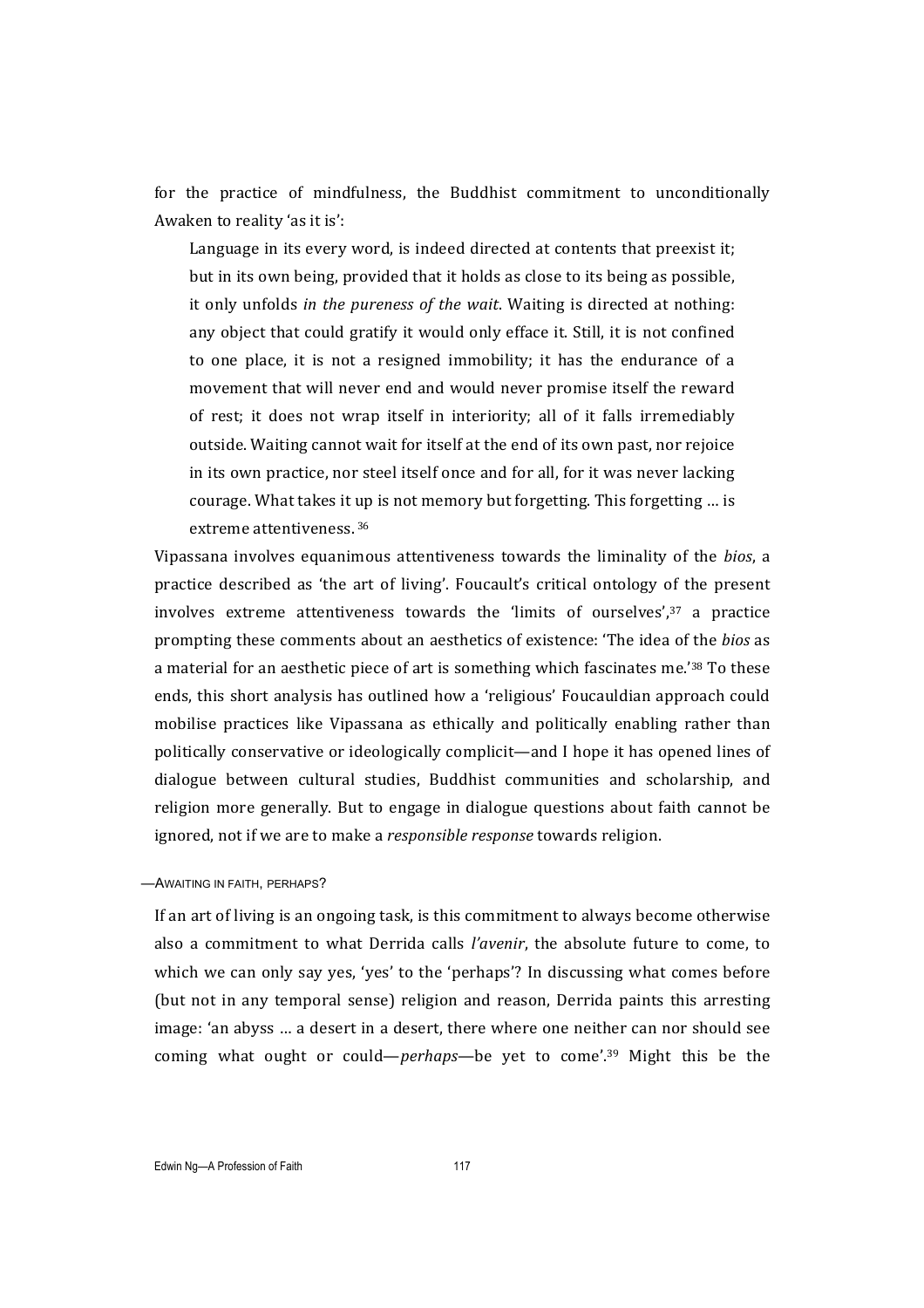for the practice of mindfulness, the Buddhist commitment to unconditionally Awaken to reality 'as it is':

> Language in its every word, is indeed directed at contents that preexist it; but in its own being, provided that it holds as close to its being as possible, it only unfolds *in the pureness of the wait*. Waiting is directed at nothing: any object that could gratify it would only efface it. Still, it is not confined to one place, it is not a resigned immobility; it has the endurance of a movement that will never end and would never promise itself the reward of rest; it does not wrap itself in interiority; all of it falls irremediably outside. Waiting cannot wait for itself at the end of its own past, nor rejoice in its own practice, nor steel itself once and for all, for it was never lacking courage. What takes it up is not memory but forgetting. This forgetting … is extreme attentiveness. [36]

Vipassana involves equanimous attentiveness towards the liminality of the *bios*, a practice described as 'the art of living'. Foucault's critical ontology of the present involves extreme attentiveness towards the 'limits of ourselves',[37] a practice prompting these comments about an aesthetics of existence: 'The idea of the *bios* as a material for an aesthetic piece of art is something which fascinates me.'[38] To these ends, this short analysis has outlined how a 'religious' Foucauldian approach could mobilise practices like Vipassana as ethically and politically enabling rather than politically conservative or ideologically complicit—and I hope it has opened lines of dialogue between cultural studies, Buddhist communities and scholarship, and religion more generally. But to engage in dialogue questions about faith cannot be ignored, not if we are to make a *responsible response* towards religion.

## —Awaiting in faith, perhaps?

If an art of living is an ongoing task, is this commitment to always become otherwise also a commitment to what Derrida calls *l'avenir*, the absolute future to come, to which we can only say yes, 'yes' to the 'perhaps'? In discussing what comes before (but not in any temporal sense) religion and reason, Derrida paints this arresting image: 'an abyss … a desert in a desert, there where one neither can nor should see coming what ought or could—*perhaps*—be yet to come'.[39] Might this be the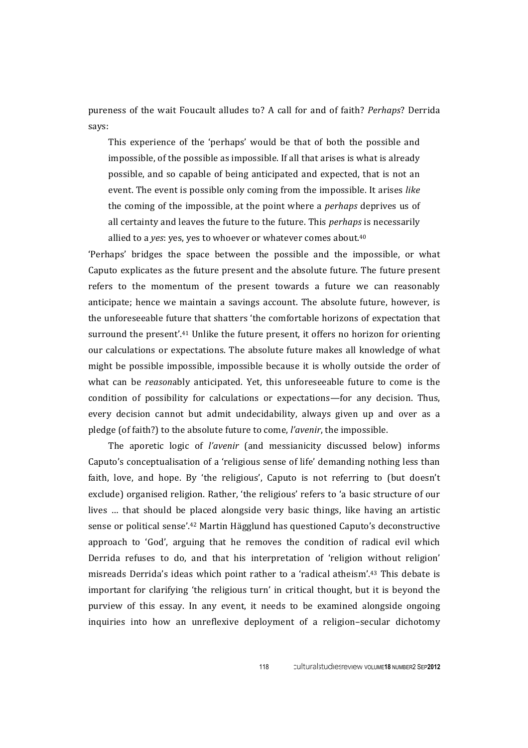pureness of the wait Foucault alludes to? A call for and of faith? *Perhaps*? Derrida says:

> This experience of the 'perhaps' would be that of both the possible and impossible, of the possible as impossible. If all that arises is what is already possible, and so capable of being anticipated and expected, that is not an event. The event is possible only coming from the impossible. It arises *like* the coming of the impossible, at the point where a *perhaps* deprives us of all certainty and leaves the future to the future. This *perhaps* is necessarily allied to a *yes*: yes, yes to whoever or whatever comes about.[40]

'Perhaps' bridges the space between the possible and the impossible, or what Caputo explicates as the future present and the absolute future. The future present refers to the momentum of the present towards a future we can reasonably anticipate; hence we maintain a savings account. The absolute future, however, is the unforeseeable future that shatters 'the comfortable horizons of expectation that surround the present'.[41] Unlike the future present, it offers no horizon for orienting our calculations or expectations. The absolute future makes all knowledge of what might be possible impossible, impossible because it is wholly outside the order of what can be *reason*ably anticipated. Yet, this unforeseeable future to come is the condition of possibility for calculations or expectations—for any decision. Thus, every decision cannot but admit undecidability, always given up and over as a pledge (of faith?) to the absolute future to come, *l'avenir*, the impossible.

The aporetic logic of *l'avenir* (and messianicity discussed below) informs Caputo's conceptualisation of a 'religious sense of life' demanding nothing less than faith, love, and hope. By 'the religious', Caputo is not referring to (but doesn't exclude) organised religion. Rather, 'the religious' refers to 'a basic structure of our lives … that should be placed alongside very basic things, like having an artistic sense or political sense'.[42] Martin Hägglund has questioned Caputo's deconstructive approach to 'God', arguing that he removes the condition of radical evil which Derrida refuses to do, and that his interpretation of 'religion without religion' misreads Derrida's ideas which point rather to a 'radical atheism'.[43] This debate is important for clarifying 'the religious turn' in critical thought, but it is beyond the purview of this essay. In any event, it needs to be examined alongside ongoing inquiries into how an unreflexive deployment of a religion–secular dichotomy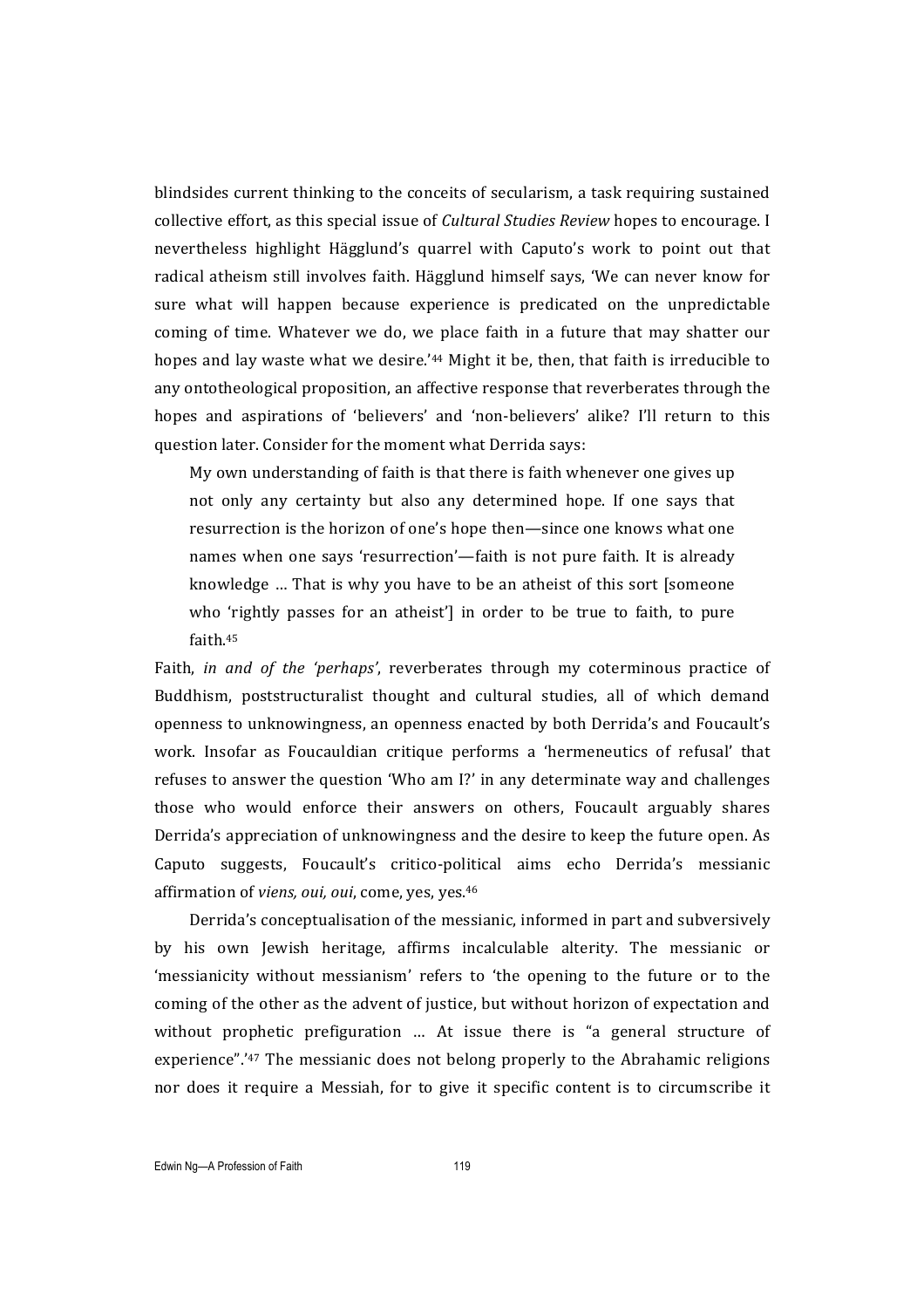blindsides current thinking to the conceits of secularism, a task requiring sustained collective effort, as this special issue of *Cultural Studies Review* hopes to encourage. I nevertheless highlight Hägglund's quarrel with Caputo's work to point out that radical atheism still involves faith. Hägglund himself says, 'We can never know for sure what will happen because experience is predicated on the unpredictable coming of time. Whatever we do, we place faith in a future that may shatter our hopes and lay waste what we desire.'[44] Might it be, then, that faith is irreducible to any ontotheological proposition, an affective response that reverberates through the hopes and aspirations of 'believers' and 'non-believers' alike? I'll return to this question later. Consider for the moment what Derrida says:

> My own understanding of faith is that there is faith whenever one gives up not only any certainty but also any determined hope. If one says that resurrection is the horizon of one's hope then—since one knows what one names when one says 'resurrection'—faith is not pure faith. It is already knowledge … That is why you have to be an atheist of this sort [someone who 'rightly passes for an atheist'] in order to be true to faith, to pure faith.[45]

Faith, *in and of the 'perhaps'*, reverberates through my coterminous practice of Buddhism, poststructuralist thought and cultural studies, all of which demand openness to unknowingness, an openness enacted by both Derrida's and Foucault's work. Insofar as Foucauldian critique performs a 'hermeneutics of refusal' that refuses to answer the question 'Who am I?' in any determinate way and challenges those who would enforce their answers on others, Foucault arguably shares Derrida's appreciation of unknowingness and the desire to keep the future open. As Caputo suggests, Foucault's critico-political aims echo Derrida's messianic affirmation of *viens, oui, oui*, come, yes, yes.[46]

Derrida's conceptualisation of the messianic, informed in part and subversively by his own Jewish heritage, affirms incalculable alterity. The messianic or 'messianicity without messianism' refers to 'the opening to the future or to the coming of the other as the advent of justice, but without horizon of expectation and without prophetic prefiguration … At issue there is "a general structure of experience".'[47] The messianic does not belong properly to the Abrahamic religions nor does it require a Messiah, for to give it specific content is to circumscribe it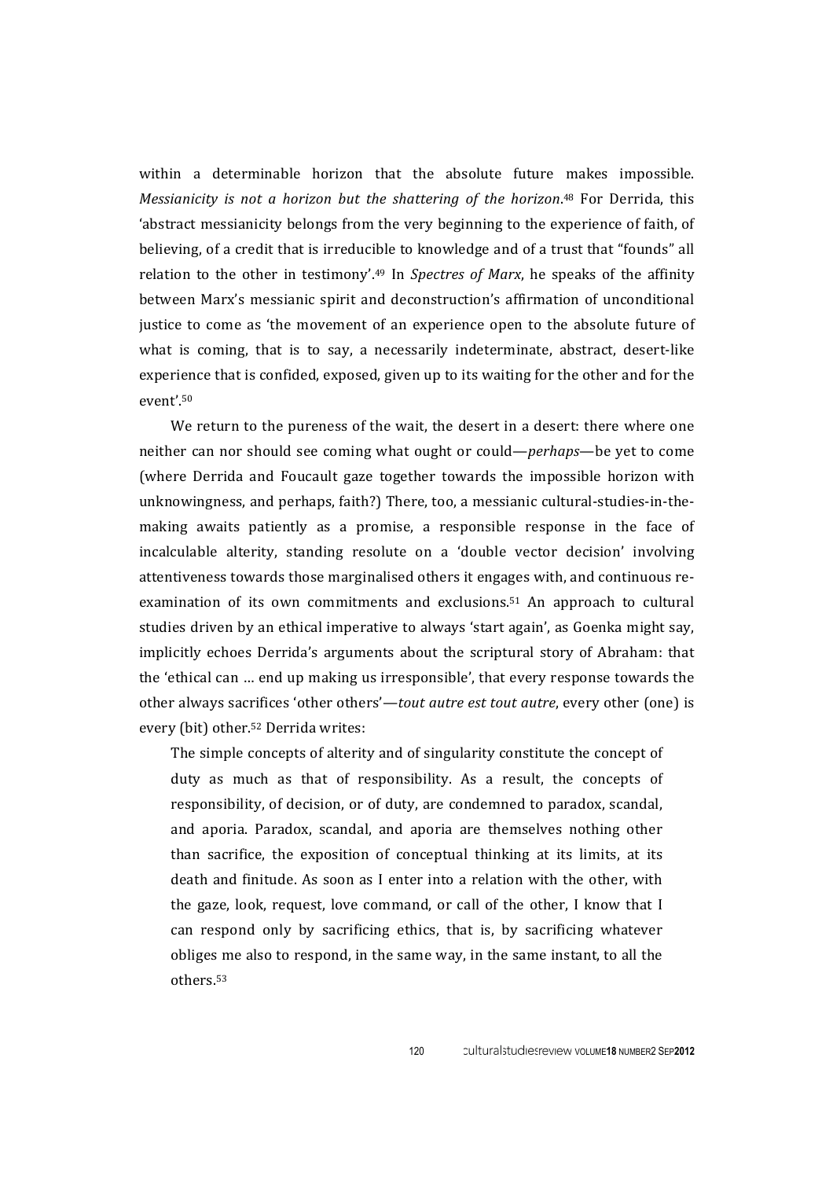within a determinable horizon that the absolute future makes impossible. *Messianicity is not a horizon but the shattering of the horizon*.[48] For Derrida, this 'abstract messianicity belongs from the very beginning to the experience of faith, of believing, of a credit that is irreducible to knowledge and of a trust that "founds" all relation to the other in testimony'.[49] In *Spectres of Marx*, he speaks of the affinity between Marx's messianic spirit and deconstruction's affirmation of unconditional justice to come as 'the movement of an experience open to the absolute future of what is coming, that is to say, a necessarily indeterminate, abstract, desert-like experience that is confided, exposed, given up to its waiting for the other and for the event'.[50]

We return to the pureness of the wait, the desert in a desert: there where one neither can nor should see coming what ought or could—*perhaps*—be yet to come (where Derrida and Foucault gaze together towards the impossible horizon with unknowingness, and perhaps, faith?) There, too, a messianic cultural-studies-in-the-making awaits patiently as a promise, a responsible response in the face of incalculable alterity, standing resolute on a 'double vector decision' involving attentiveness towards those marginalised others it engages with, and continuous re-examination of its own commitments and exclusions.[51] An approach to cultural studies driven by an ethical imperative to always 'start again', as Goenka might say, implicitly echoes Derrida's arguments about the scriptural story of Abraham: that the 'ethical can … end up making us irresponsible', that every response towards the other always sacrifices 'other others'—*tout autre est tout autre*, every other (one) is every (bit) other.[52] Derrida writes:

> The simple concepts of alterity and of singularity constitute the concept of duty as much as that of responsibility. As a result, the concepts of responsibility, of decision, or of duty, are condemned to paradox, scandal, and aporia. Paradox, scandal, and aporia are themselves nothing other than sacrifice, the exposition of conceptual thinking at its limits, at its death and finitude. As soon as I enter into a relation with the other, with the gaze, look, request, love command, or call of the other, I know that I can respond only by sacrificing ethics, that is, by sacrificing whatever obliges me also to respond, in the same way, in the same instant, to all the others.[53]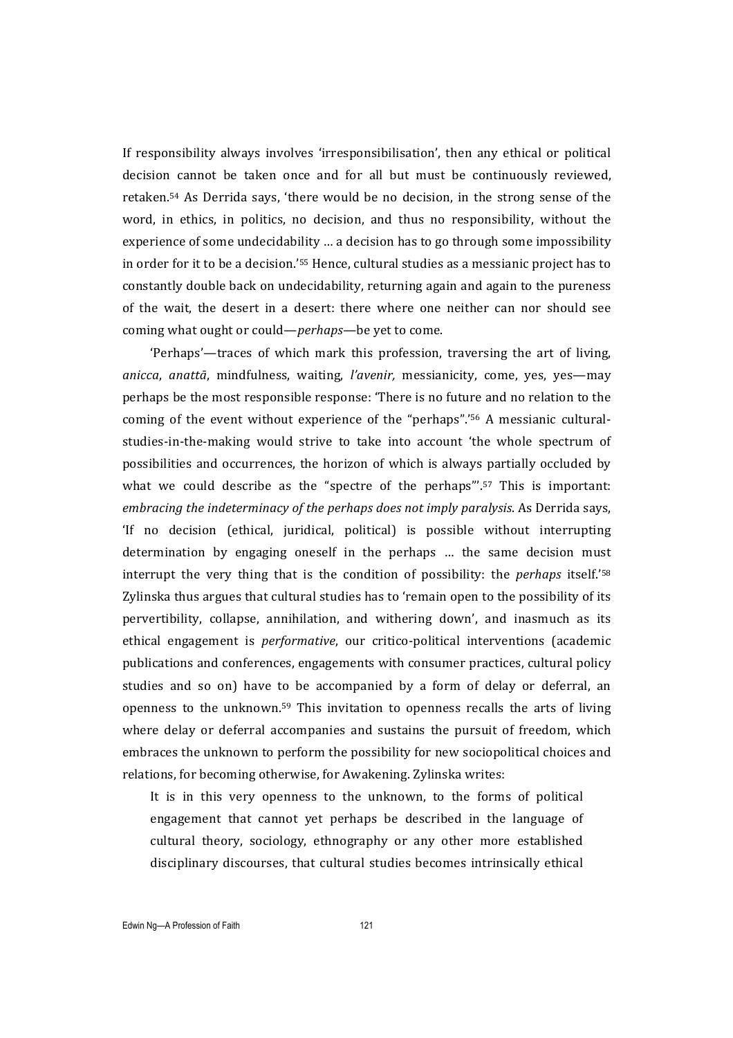If responsibility always involves 'irresponsibilisation', then any ethical or political decision cannot be taken once and for all but must be continuously reviewed, retaken.[54] As Derrida says, 'there would be no decision, in the strong sense of the word, in ethics, in politics, no decision, and thus no responsibility, without the experience of some undecidability … a decision has to go through some impossibility in order for it to be a decision.'[55] Hence, cultural studies as a messianic project has to constantly double back on undecidability, returning again and again to the pureness of the wait, the desert in a desert: there where one neither can nor should see coming what ought or could—*perhaps*—be yet to come.

'Perhaps'—traces of which mark this profession, traversing the art of living, *anicca*, *anattā*, mindfulness, waiting, *l'avenir,* messianicity, come, yes, yes—may perhaps be the most responsible response: 'There is no future and no relation to the coming of the event without experience of the "perhaps".'[56] A messianic cultural-studies-in-the-making would strive to take into account 'the whole spectrum of possibilities and occurrences, the horizon of which is always partially occluded by what we could describe as the "spectre of the perhaps"'.[57] This is important: *embracing the indeterminacy of the perhaps does not imply paralysis*. As Derrida says, 'If no decision (ethical, juridical, political) is possible without interrupting determination by engaging oneself in the perhaps … the same decision must interrupt the very thing that is the condition of possibility: the *perhaps* itself.'[58] Zylinska thus argues that cultural studies has to 'remain open to the possibility of its pervertibility, collapse, annihilation, and withering down', and inasmuch as its ethical engagement is *performative*, our critico-political interventions (academic publications and conferences, engagements with consumer practices, cultural policy studies and so on) have to be accompanied by a form of delay or deferral, an openness to the unknown.[59] This invitation to openness recalls the arts of living where delay or deferral accompanies and sustains the pursuit of freedom, which embraces the unknown to perform the possibility for new sociopolitical choices and relations, for becoming otherwise, for Awakening. Zylinska writes:

> It is in this very openness to the unknown, to the forms of political engagement that cannot yet perhaps be described in the language of cultural theory, sociology, ethnography or any other more established disciplinary discourses, that cultural studies becomes intrinsically ethical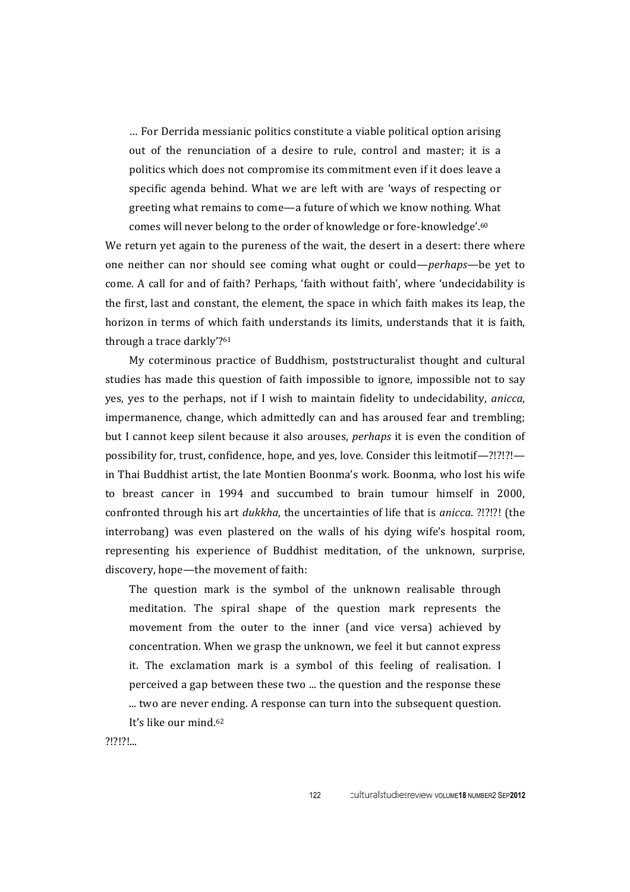> … For Derrida messianic politics constitute a viable political option arising out of the renunciation of a desire to rule, control and master; it is a politics which does not compromise its commitment even if it does leave a specific agenda behind. What we are left with are 'ways of respecting or greeting what remains to come—a future of which we know nothing. What comes will never belong to the order of knowledge or fore-knowledge'.[60]

We return yet again to the pureness of the wait, the desert in a desert: there where one neither can nor should see coming what ought or could—*perhaps*—be yet to come. A call for and of faith? Perhaps, 'faith without faith', where 'undecidability is the first, last and constant, the element, the space in which faith makes its leap, the horizon in terms of which faith understands its limits, understands that it is faith, through a trace darkly'?[61]

My coterminous practice of Buddhism, poststructuralist thought and cultural studies has made this question of faith impossible to ignore, impossible not to say yes, yes to the perhaps, not if I wish to maintain fidelity to undecidability, *anicca*, impermanence, change, which admittedly can and has aroused fear and trembling; but I cannot keep silent because it also arouses, *perhaps* it is even the condition of possibility for, trust, confidence, hope, and yes, love. Consider this leitmotif—?!?!?!—in Thai Buddhist artist, the late Montien Boonma's work. Boonma, who lost his wife to breast cancer in 1994 and succumbed to brain tumour himself in 2000, confronted through his art *dukkha*, the uncertainties of life that is *anicca*. ?!?!?! (the interrobang) was even plastered on the walls of his dying wife's hospital room, representing his experience of Buddhist meditation, of the unknown, surprise, discovery, hope—the movement of faith:

> The question mark is the symbol of the unknown realisable through meditation. The spiral shape of the question mark represents the movement from the outer to the inner (and vice versa) achieved by concentration. When we grasp the unknown, we feel it but cannot express it. The exclamation mark is a symbol of this feeling of realisation. I perceived a gap between these two ... the question and the response these ... two are never ending. A response can turn into the subsequent question. It's like our mind.[62]

?!?!?!...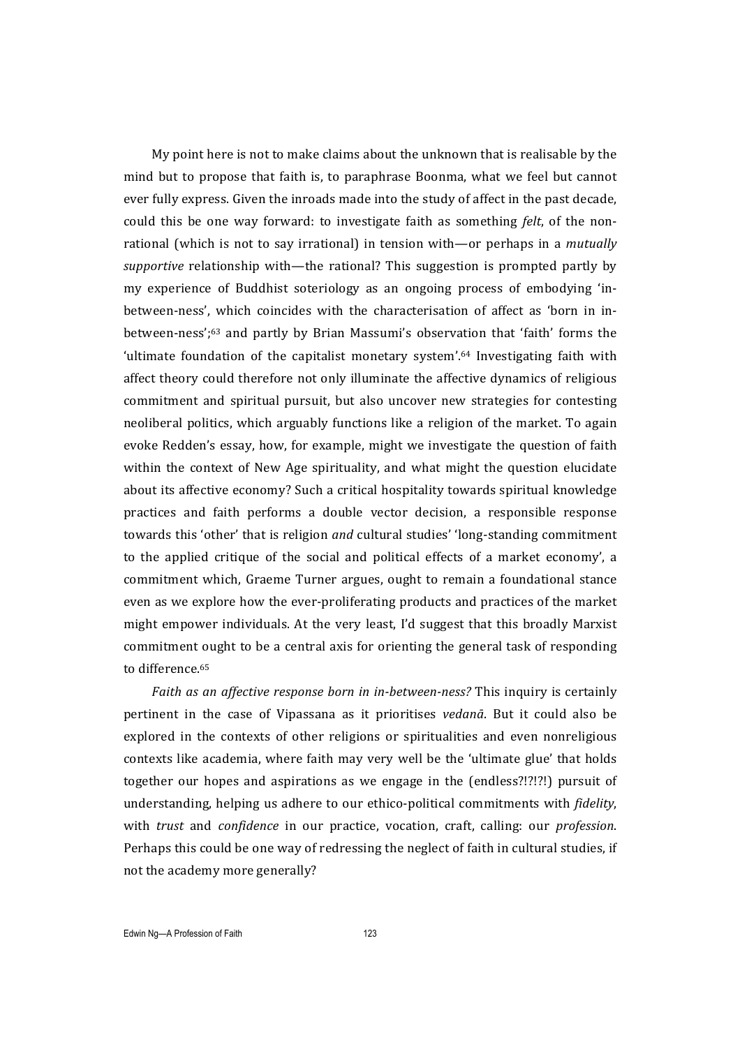My point here is not to make claims about the unknown that is realisable by the mind but to propose that faith is, to paraphrase Boonma, what we feel but cannot ever fully express. Given the inroads made into the study of affect in the past decade, could this be one way forward: to investigate faith as something *felt*, of the non-rational (which is not to say irrational) in tension with—or perhaps in a *mutually supportive* relationship with—the rational? This suggestion is prompted partly by my experience of Buddhist soteriology as an ongoing process of embodying 'in-between-ness', which coincides with the characterisation of affect as 'born in in-between-ness';[63] and partly by Brian Massumi's observation that 'faith' forms the 'ultimate foundation of the capitalist monetary system'.[64] Investigating faith with affect theory could therefore not only illuminate the affective dynamics of religious commitment and spiritual pursuit, but also uncover new strategies for contesting neoliberal politics, which arguably functions like a religion of the market. To again evoke Redden's essay, how, for example, might we investigate the question of faith within the context of New Age spirituality, and what might the question elucidate about its affective economy? Such a critical hospitality towards spiritual knowledge practices and faith performs a double vector decision, a responsible response towards this 'other' that is religion *and* cultural studies' 'long-standing commitment to the applied critique of the social and political effects of a market economy', a commitment which, Graeme Turner argues, ought to remain a foundational stance even as we explore how the ever-proliferating products and practices of the market might empower individuals. At the very least, I'd suggest that this broadly Marxist commitment ought to be a central axis for orienting the general task of responding to difference.[65]

*Faith as an affective response born in in-between-ness?* This inquiry is certainly pertinent in the case of Vipassana as it prioritises *vedanā*. But it could also be explored in the contexts of other religions or spiritualities and even nonreligious contexts like academia, where faith may very well be the 'ultimate glue' that holds together our hopes and aspirations as we engage in the (endless?!?!?!) pursuit of understanding, helping us adhere to our ethico-political commitments with *fidelity*, with *trust* and *confidence* in our practice, vocation, craft, calling: our *profession*. Perhaps this could be one way of redressing the neglect of faith in cultural studies, if not the academy more generally?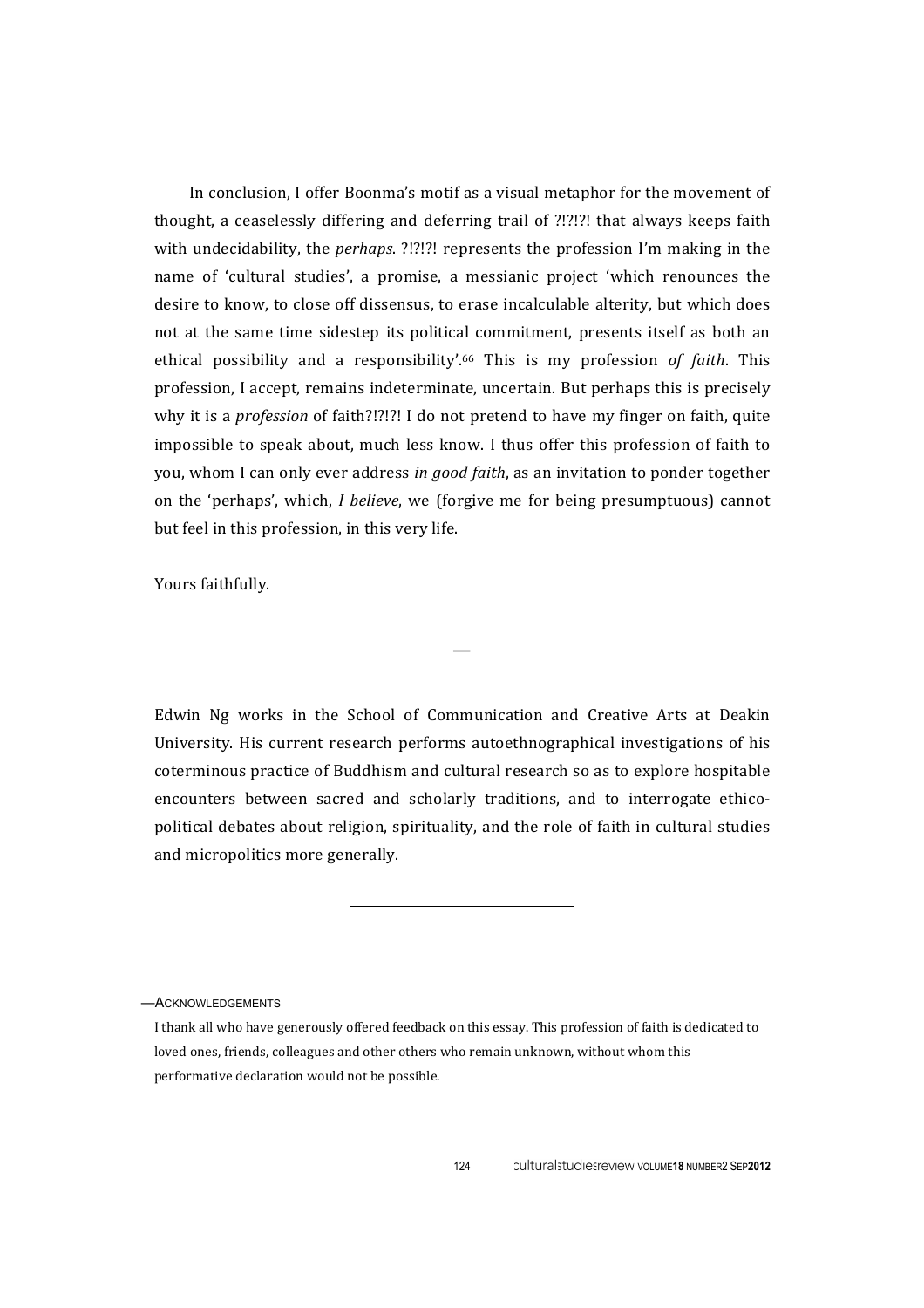In conclusion, I offer Boonma's motif as a visual metaphor for the movement of thought, a ceaselessly differing and deferring trail of ?!?!?! that always keeps faith with undecidability, the *perhaps*. ?!?!?! represents the profession I'm making in the name of 'cultural studies', a promise, a messianic project 'which renounces the desire to know, to close off dissensus, to erase incalculable alterity, but which does not at the same time sidestep its political commitment, presents itself as both an ethical possibility and a responsibility'.[66] This is my profession *of faith*. This profession, I accept, remains indeterminate, uncertain. But perhaps this is precisely why it is a *profession* of faith?!?!?! I do not pretend to have my finger on faith, quite impossible to speak about, much less know. I thus offer this profession of faith to you, whom I can only ever address *in good faith*, as an invitation to ponder together on the 'perhaps', which, *I believe*, we (forgive me for being presumptuous) cannot but feel in this profession, in this very life.

Yours faithfully.

—

Edwin Ng works in the School of Communication and Creative Arts at Deakin University. His current research performs autoethnographical investigations of his coterminous practice of Buddhism and cultural research so as to explore hospitable encounters between sacred and scholarly traditions, and to interrogate ethico-political debates about religion, spirituality, and the role of faith in cultural studies and micropolitics more generally.

—ACKNOWLEDGEMENTS

I thank all who have generously offered feedback on this essay. This profession of faith is dedicated to loved ones, friends, colleagues and other others who remain unknown, without whom this performative declaration would not be possible.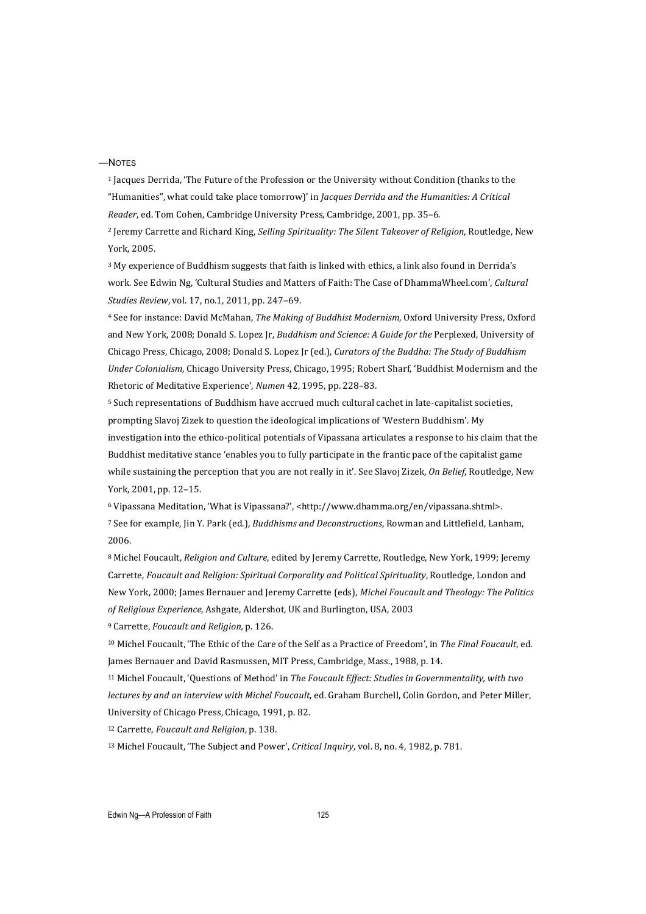—NOTES

[1] Jacques Derrida, 'The Future of the Profession or the University without Condition (thanks to the "Humanities", what could take place tomorrow)' in *Jacques Derrida and the Humanities: A Critical Reader*, ed. Tom Cohen, Cambridge University Press, Cambridge, 2001, pp. 35–6.

[2] Jeremy Carrette and Richard King, *Selling Spirituality: The Silent Takeover of Religion*, Routledge, New York, 2005.

[3] My experience of Buddhism suggests that faith is linked with ethics, a link also found in Derrida's work. See Edwin Ng, 'Cultural Studies and Matters of Faith: The Case of DhammaWheel.com', *Cultural Studies Review*, vol. 17, no.1, 2011, pp. 247–69.

[4] See for instance: David McMahan, *The Making of Buddhist Modernism*, Oxford University Press, Oxford and New York, 2008; Donald S. Lopez Jr, *Buddhism and Science: A Guide for the* Perplexed, University of Chicago Press, Chicago, 2008; Donald S. Lopez Jr (ed.), *Curators of the Buddha: The Study of Buddhism Under Colonialism*, Chicago University Press, Chicago, 1995; Robert Sharf, 'Buddhist Modernism and the Rhetoric of Meditative Experience', *Numen* 42, 1995, pp. 228–83.

[5] Such representations of Buddhism have accrued much cultural cachet in late-capitalist societies, prompting Slavoj Zizek to question the ideological implications of 'Western Buddhism'. My investigation into the ethico-political potentials of Vipassana articulates a response to his claim that the Buddhist meditative stance 'enables you to fully participate in the frantic pace of the capitalist game while sustaining the perception that you are not really in it'. See Slavoj Zizek, *On Belief*, Routledge, New York, 2001, pp. 12–15.

[6] Vipassana Meditation, 'What is Vipassana?', <http://www.dhamma.org/en/vipassana.shtml>.

[7] See for example, Jin Y. Park (ed.), *Buddhisms and Deconstructions*, Rowman and Littlefield, Lanham, 2006.

[8] Michel Foucault, *Religion and Culture*, edited by Jeremy Carrette, Routledge, New York, 1999; Jeremy Carrette, *Foucault and Religion: Spiritual Corporality and Political Spirituality*, Routledge, London and New York, 2000; James Bernauer and Jeremy Carrette (eds), *Michel Foucault and Theology: The Politics of Religious Experience*, Ashgate, Aldershot, UK and Burlington, USA, 2003

[9] Carrette, *Foucault and Religion,* p. 126.

[10] Michel Foucault, 'The Ethic of the Care of the Self as a Practice of Freedom', in *The Final Foucault*, ed. James Bernauer and David Rasmussen, MIT Press, Cambridge, Mass., 1988, p. 14.

[11] Michel Foucault, 'Questions of Method' in *The Foucault Effect: Studies in Governmentality, with two lectures by and an interview with Michel Foucault*, ed. Graham Burchell, Colin Gordon, and Peter Miller, University of Chicago Press, Chicago, 1991, p. 82.

[12] Carrette, *Foucault and Religion*, p. 138.

[13] Michel Foucault, 'The Subject and Power', *Critical Inquiry*, vol. 8, no. 4, 1982, p. 781.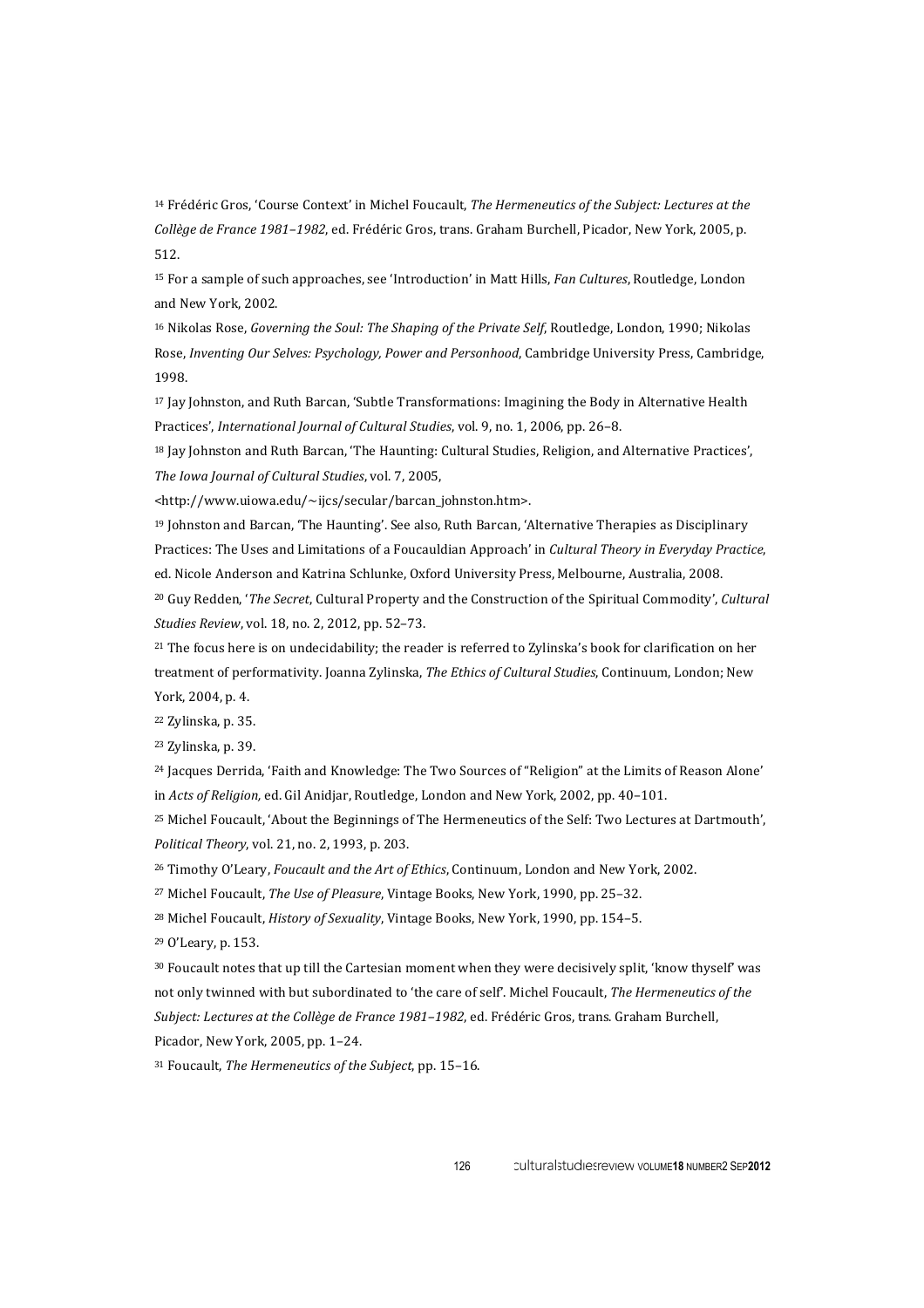[14] Frédéric Gros, 'Course Context' in Michel Foucault, *The Hermeneutics of the Subject: Lectures at the Collège de France 1981–1982*, ed. Frédéric Gros, trans. Graham Burchell, Picador, New York, 2005, p. 512.

[15] For a sample of such approaches, see 'Introduction' in Matt Hills, *Fan Cultures*, Routledge, London and New York, 2002.

[16] Nikolas Rose, *Governing the Soul: The Shaping of the Private Self*, Routledge, London, 1990; Nikolas Rose, *Inventing Our Selves: Psychology, Power and Personhood*, Cambridge University Press, Cambridge, 1998.

[17] Jay Johnston, and Ruth Barcan, 'Subtle Transformations: Imagining the Body in Alternative Health Practices', *International Journal of Cultural Studies*, vol. 9, no. 1, 2006, pp. 26–8.

[18] Jay Johnston and Ruth Barcan, 'The Haunting: Cultural Studies, Religion, and Alternative Practices', *The Iowa Journal of Cultural Studies*, vol. 7, 2005, <http://www.uiowa.edu/~ijcs/secular/barcan_johnston.htm>.

[19] Johnston and Barcan, 'The Haunting'. See also, Ruth Barcan, 'Alternative Therapies as Disciplinary Practices: The Uses and Limitations of a Foucauldian Approach' in *Cultural Theory in Everyday Practice*, ed. Nicole Anderson and Katrina Schlunke, Oxford University Press, Melbourne, Australia, 2008.

[20] Guy Redden, '*The Secret*, Cultural Property and the Construction of the Spiritual Commodity', *Cultural Studies Review*, vol. 18, no. 2, 2012, pp. 52–73.

[21] The focus here is on undecidability; the reader is referred to Zylinska's book for clarification on her treatment of performativity. Joanna Zylinska, *The Ethics of Cultural Studies*, Continuum, London; New York, 2004, p. 4.

[22] Zylinska, p. 35.

[23] Zylinska, p. 39.

[24] Jacques Derrida, 'Faith and Knowledge: The Two Sources of "Religion" at the Limits of Reason Alone' in *Acts of Religion,* ed. Gil Anidjar, Routledge, London and New York, 2002, pp. 40–101.

[25] Michel Foucault, 'About the Beginnings of The Hermeneutics of the Self: Two Lectures at Dartmouth', *Political Theory*, vol. 21, no. 2, 1993, p. 203.

[26] Timothy O'Leary, *Foucault and the Art of Ethics*, Continuum, London and New York, 2002.

[27] Michel Foucault, *The Use of Pleasure*, Vintage Books, New York, 1990, pp. 25–32.

[28] Michel Foucault, *History of Sexuality*, Vintage Books, New York, 1990, pp. 154–5.

[29] O'Leary, p. 153.

[30] Foucault notes that up till the Cartesian moment when they were decisively split, 'know thyself' was not only twinned with but subordinated to 'the care of self'. Michel Foucault, *The Hermeneutics of the Subject: Lectures at the Collège de France 1981–1982*, ed. Frédéric Gros, trans. Graham Burchell, Picador, New York, 2005, pp. 1–24.

[31] Foucault, *The Hermeneutics of the Subject*, pp. 15–16.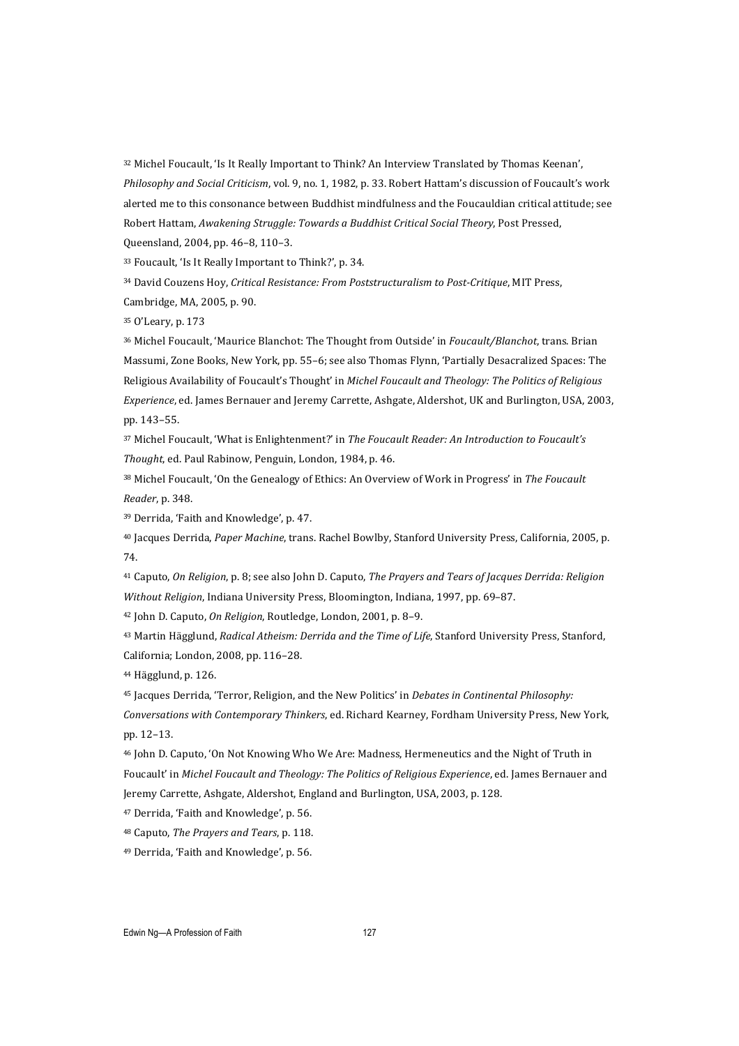[32] Michel Foucault, 'Is It Really Important to Think? An Interview Translated by Thomas Keenan', *Philosophy and Social Criticism*, vol. 9, no. 1, 1982, p. 33. Robert Hattam's discussion of Foucault's work alerted me to this consonance between Buddhist mindfulness and the Foucauldian critical attitude; see Robert Hattam, *Awakening Struggle: Towards a Buddhist Critical Social Theory*, Post Pressed, Queensland, 2004, pp. 46–8, 110–3.

[33] Foucault, 'Is It Really Important to Think?', p. 34.

[34] David Couzens Hoy, *Critical Resistance: From Poststructuralism to Post-Critique*, MIT Press, Cambridge, MA, 2005, p. 90.

[35] O'Leary, p. 173

[36] Michel Foucault, 'Maurice Blanchot: The Thought from Outside' in *Foucault/Blanchot*, trans. Brian Massumi, Zone Books, New York, pp. 55–6; see also Thomas Flynn, 'Partially Desacralized Spaces: The Religious Availability of Foucault's Thought' in *Michel Foucault and Theology: The Politics of Religious Experience*, ed. James Bernauer and Jeremy Carrette, Ashgate, Aldershot, UK and Burlington, USA, 2003, pp. 143–55.

[37] Michel Foucault, 'What is Enlightenment?' in *The Foucault Reader: An Introduction to Foucault's Thought*, ed. Paul Rabinow, Penguin, London, 1984, p. 46.

[38] Michel Foucault, 'On the Genealogy of Ethics: An Overview of Work in Progress' in *The Foucault Reader*, p. 348.

[39] Derrida, 'Faith and Knowledge', p. 47.

[40] Jacques Derrida, *Paper Machine*, trans. Rachel Bowlby, Stanford University Press, California, 2005, p. 74.

[41] Caputo, *On Religion*, p. 8; see also John D. Caputo, *The Prayers and Tears of Jacques Derrida: Religion Without Religion*, Indiana University Press, Bloomington, Indiana, 1997, pp. 69–87.

[42] John D. Caputo, *On Religion*, Routledge, London, 2001, p. 8–9.

[43] Martin Hägglund, *Radical Atheism: Derrida and the Time of Life*, Stanford University Press, Stanford, California; London, 2008, pp. 116–28.

[44] Hägglund, p. 126.

[45] Jacques Derrida, 'Terror, Religion, and the New Politics' in *Debates in Continental Philosophy: Conversations with Contemporary Thinkers*, ed. Richard Kearney, Fordham University Press, New York, pp. 12–13.

[46] John D. Caputo, 'On Not Knowing Who We Are: Madness, Hermeneutics and the Night of Truth in Foucault' in *Michel Foucault and Theology: The Politics of Religious Experience*, ed. James Bernauer and Jeremy Carrette, Ashgate, Aldershot, England and Burlington, USA, 2003, p. 128.

[47] Derrida, 'Faith and Knowledge', p. 56.

[48] Caputo, *The Prayers and Tears*, p. 118.

[49] Derrida, 'Faith and Knowledge', p. 56.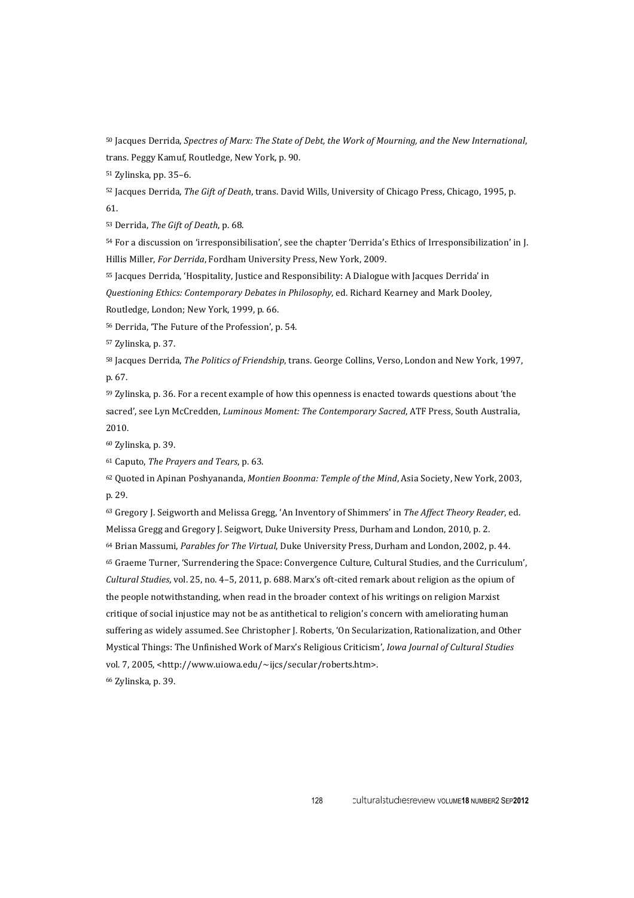[50] Jacques Derrida, *Spectres of Marx: The State of Debt, the Work of Mourning, and the New International*, trans. Peggy Kamuf, Routledge, New York, p. 90.

[51] Zylinska, pp. 35–6.

[52] Jacques Derrida, *The Gift of Death*, trans. David Wills, University of Chicago Press, Chicago, 1995, p. 61.

[53] Derrida, *The Gift of Death*, p. 68.

[54] For a discussion on 'irresponsibilisation', see the chapter 'Derrida's Ethics of Irresponsibilization' in J. Hillis Miller, *For Derrida*, Fordham University Press, New York, 2009.

[55] Jacques Derrida, 'Hospitality, Justice and Responsibility: A Dialogue with Jacques Derrida' in *Questioning Ethics: Contemporary Debates in Philosophy*, ed. Richard Kearney and Mark Dooley, Routledge, London; New York, 1999, p. 66.

[56] Derrida, 'The Future of the Profession', p. 54.

[57] Zylinska, p. 37.

[58] Jacques Derrida, *The Politics of Friendship*, trans. George Collins, Verso, London and New York, 1997, p. 67.

[59] Zylinska, p. 36. For a recent example of how this openness is enacted towards questions about 'the sacred', see Lyn McCredden, *Luminous Moment: The Contemporary Sacred*, ATF Press, South Australia, 2010.

[60] Zylinska, p. 39.

[61] Caputo, *The Prayers and Tears*, p. 63.

[62] Quoted in Apinan Poshyananda, *Montien Boonma: Temple of the Mind*, Asia Society, New York, 2003, p. 29.

[63] Gregory J. Seigworth and Melissa Gregg, 'An Inventory of Shimmers' in *The Affect Theory Reader*, ed. Melissa Gregg and Gregory J. Seigwort, Duke University Press, Durham and London, 2010, p. 2.

[64] Brian Massumi, *Parables for The Virtual*, Duke University Press, Durham and London, 2002, p. 44.

[65] Graeme Turner, 'Surrendering the Space: Convergence Culture, Cultural Studies, and the Curriculum', *Cultural Studies*, vol. 25, no. 4–5, 2011, p. 688. Marx's oft-cited remark about religion as the opium of the people notwithstanding, when read in the broader context of his writings on religion Marxist critique of social injustice may not be as antithetical to religion's concern with ameliorating human suffering as widely assumed. See Christopher J. Roberts, 'On Secularization, Rationalization, and Other Mystical Things: The Unfinished Work of Marx's Religious Criticism', *Iowa Journal of Cultural Studies* vol. 7, 2005, <http://www.uiowa.edu/~ijcs/secular/roberts.htm>.

[66] Zylinska, p. 39.